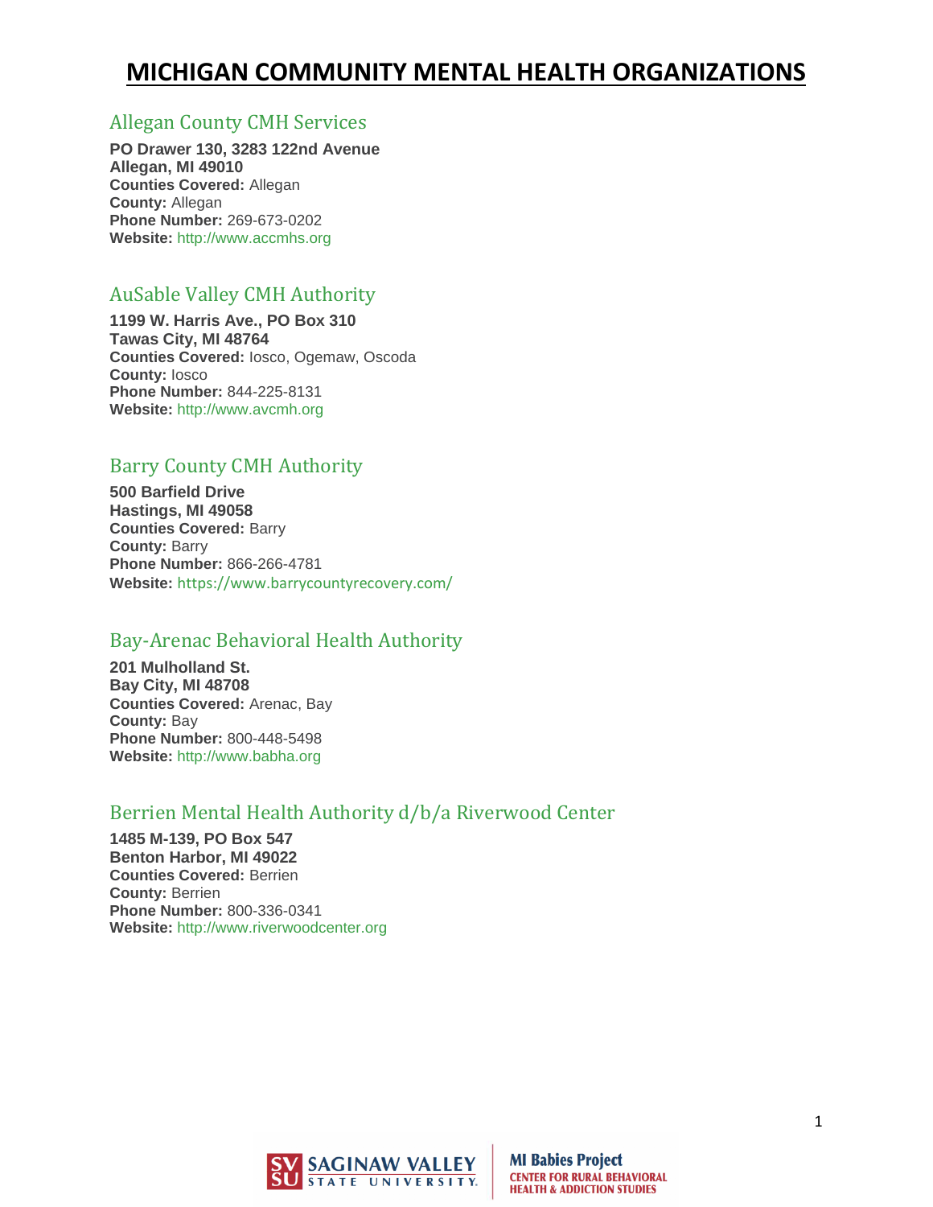# MICHIGAN COMMUNITY MENTAL HEALTH ORGANIZATIONS

## Allegan County CMH Services

**PO Drawer 130, 3283 122nd Avenue**
**Allegan, MI 49010**
**Counties Covered:** Allegan
**County:** Allegan
**Phone Number:** 269-673-0202
**Website:** http://www.accmhs.org

## AuSable Valley CMH Authority

**1199 W. Harris Ave., PO Box 310**
**Tawas City, MI 48764**
**Counties Covered:** Iosco, Ogemaw, Oscoda
**County:** Iosco
**Phone Number:** 844-225-8131
**Website:** http://www.avcmh.org

## Barry County CMH Authority

**500 Barfield Drive**
**Hastings, MI 49058**
**Counties Covered:** Barry
**County:** Barry
**Phone Number:** 866-266-4781
**Website:** https://www.barrycountyrecovery.com/

## Bay-Arenac Behavioral Health Authority

**201 Mulholland St.**
**Bay City, MI 48708**
**Counties Covered:** Arenac, Bay
**County:** Bay
**Phone Number:** 800-448-5498
**Website:** http://www.babha.org

## Berrien Mental Health Authority d/b/a Riverwood Center

**1485 M-139, PO Box 547**
**Benton Harbor, MI 49022**
**Counties Covered:** Berrien
**County:** Berrien
**Phone Number:** 800-336-0341
**Website:** http://www.riverwoodcenter.org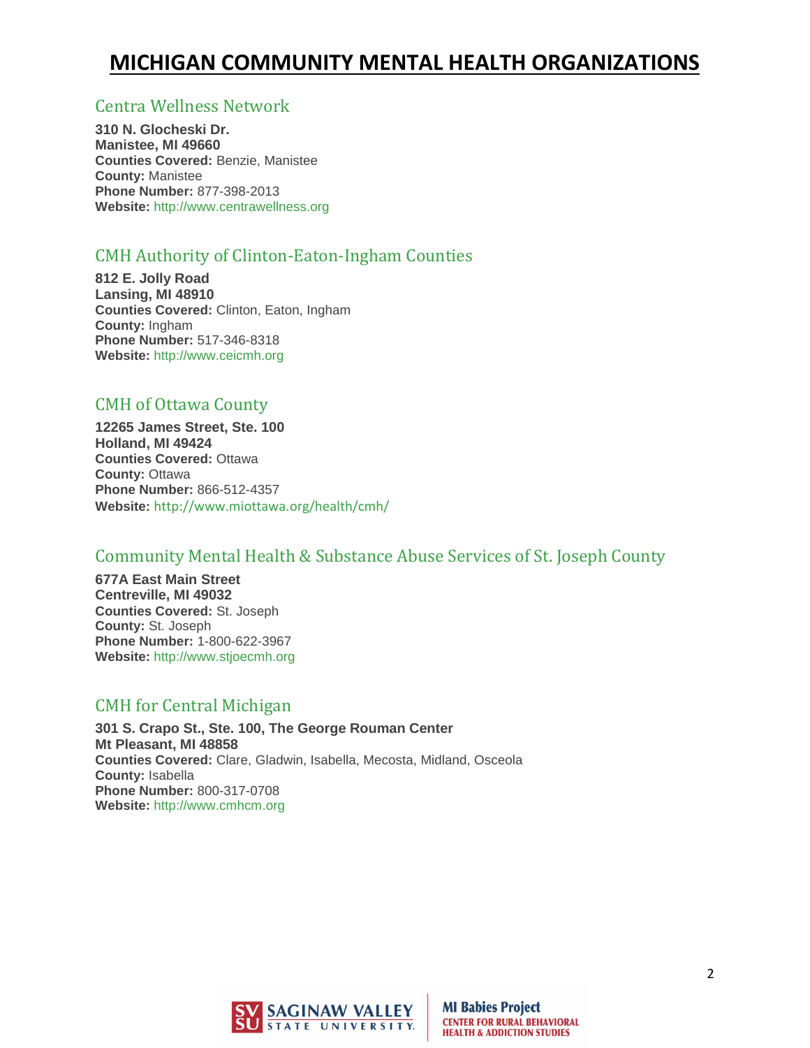# MICHIGAN COMMUNITY MENTAL HEALTH ORGANIZATIONS

## Centra Wellness Network

**310 N. Glocheski Dr.**
**Manistee, MI 49660**
**Counties Covered:** Benzie, Manistee
**County:** Manistee
**Phone Number:** 877-398-2013
**Website:** http://www.centrawellness.org

## CMH Authority of Clinton-Eaton-Ingham Counties

**812 E. Jolly Road**
**Lansing, MI 48910**
**Counties Covered:** Clinton, Eaton, Ingham
**County:** Ingham
**Phone Number:** 517-346-8318
**Website:** http://www.ceicmh.org

## CMH of Ottawa County

**12265 James Street, Ste. 100**
**Holland, MI 49424**
**Counties Covered:** Ottawa
**County:** Ottawa
**Phone Number:** 866-512-4357
**Website:** http://www.miottawa.org/health/cmh/

## Community Mental Health & Substance Abuse Services of St. Joseph County

**677A East Main Street**
**Centreville, MI 49032**
**Counties Covered:** St. Joseph
**County:** St. Joseph
**Phone Number:** 1-800-622-3967
**Website:** http://www.stjoecmh.org

## CMH for Central Michigan

**301 S. Crapo St., Ste. 100, The George Rouman Center**
**Mt Pleasant, MI 48858**
**Counties Covered:** Clare, Gladwin, Isabella, Mecosta, Midland, Osceola
**County:** Isabella
**Phone Number:** 800-317-0708
**Website:** http://www.cmhcm.org

SAGINAW VALLEY STATE UNIVERSITY | MI Babies Project CENTER FOR RURAL BEHAVIORAL HEALTH & ADDICTION STUDIES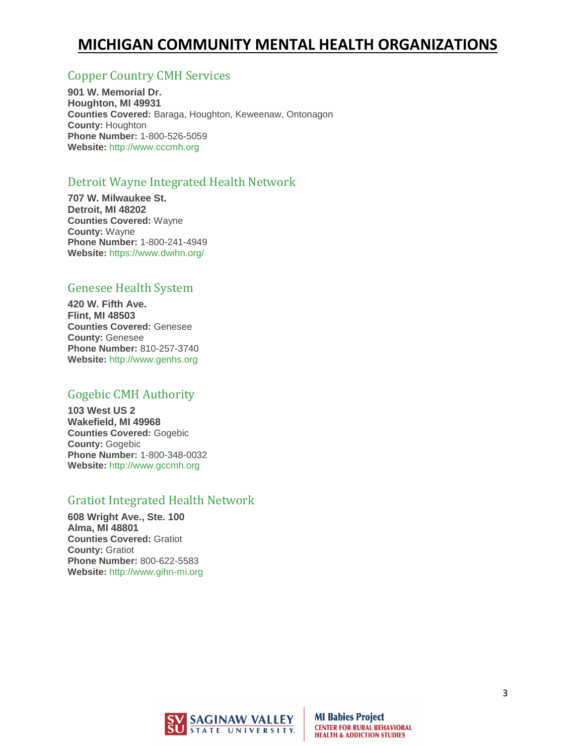# MICHIGAN COMMUNITY MENTAL HEALTH ORGANIZATIONS

## Copper Country CMH Services

**901 W. Memorial Dr.**
**Houghton, MI 49931**
**Counties Covered:** Baraga, Houghton, Keweenaw, Ontonagon
**County:** Houghton
**Phone Number:** 1-800-526-5059
**Website:** http://www.cccmh.org

## Detroit Wayne Integrated Health Network

**707 W. Milwaukee St.**
**Detroit, MI 48202**
**Counties Covered:** Wayne
**County:** Wayne
**Phone Number:** 1-800-241-4949
**Website:** https://www.dwihn.org/

## Genesee Health System

**420 W. Fifth Ave.**
**Flint, MI 48503**
**Counties Covered:** Genesee
**County:** Genesee
**Phone Number:** 810-257-3740
**Website:** http://www.genhs.org

## Gogebic CMH Authority

**103 West US 2**
**Wakefield, MI 49968**
**Counties Covered:** Gogebic
**County:** Gogebic
**Phone Number:** 1-800-348-0032
**Website:** http://www.gccmh.org

## Gratiot Integrated Health Network

**608 Wright Ave., Ste. 100**
**Alma, MI 48801**
**Counties Covered:** Gratiot
**County:** Gratiot
**Phone Number:** 800-622-5583
**Website:** http://www.gihn-mi.org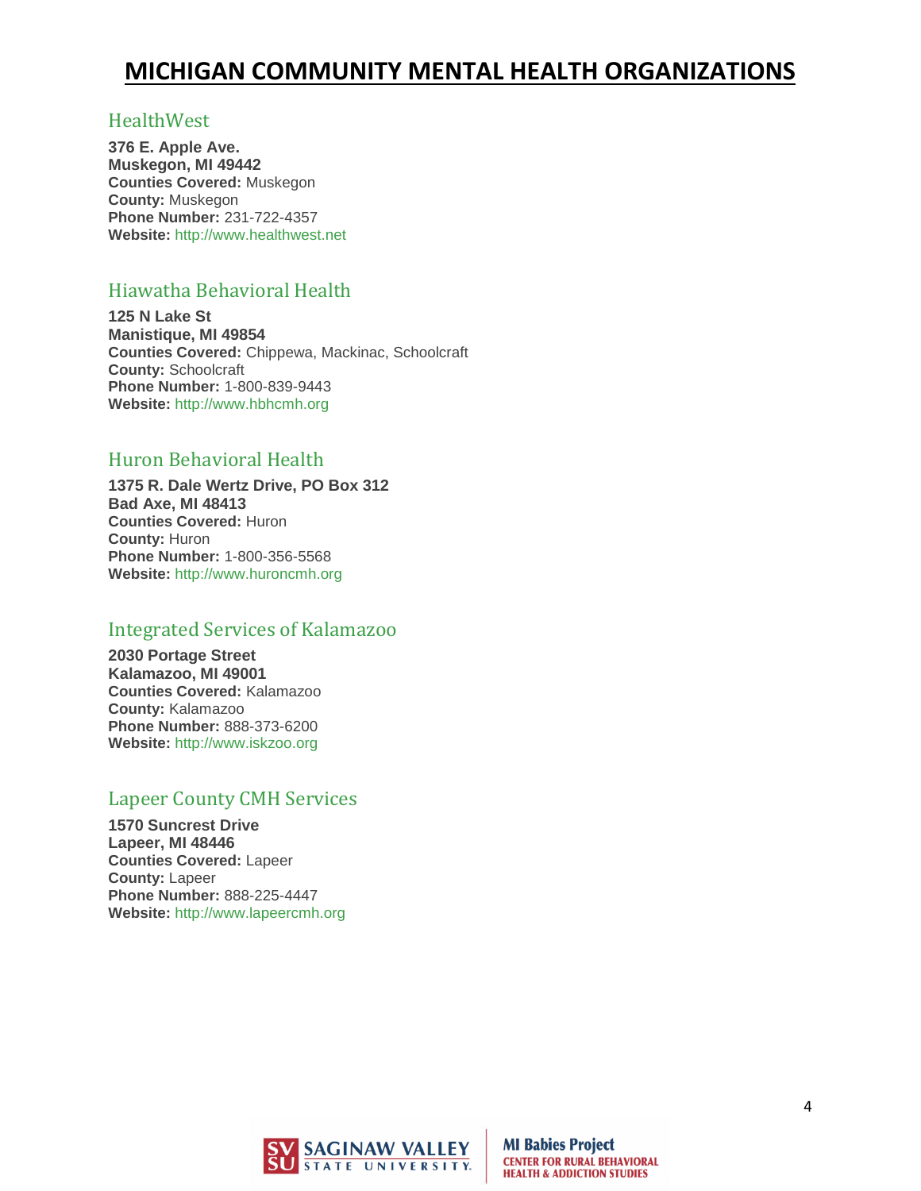# MICHIGAN COMMUNITY MENTAL HEALTH ORGANIZATIONS

## HealthWest

**376 E. Apple Ave.**
**Muskegon, MI 49442**
**Counties Covered:** Muskegon
**County:** Muskegon
**Phone Number:** 231-722-4357
**Website:** http://www.healthwest.net

## Hiawatha Behavioral Health

**125 N Lake St**
**Manistique, MI 49854**
**Counties Covered:** Chippewa, Mackinac, Schoolcraft
**County:** Schoolcraft
**Phone Number:** 1-800-839-9443
**Website:** http://www.hbhcmh.org

## Huron Behavioral Health

**1375 R. Dale Wertz Drive, PO Box 312**
**Bad Axe, MI 48413**
**Counties Covered:** Huron
**County:** Huron
**Phone Number:** 1-800-356-5568
**Website:** http://www.huroncmh.org

## Integrated Services of Kalamazoo

**2030 Portage Street**
**Kalamazoo, MI 49001**
**Counties Covered:** Kalamazoo
**County:** Kalamazoo
**Phone Number:** 888-373-6200
**Website:** http://www.iskzoo.org

## Lapeer County CMH Services

**1570 Suncrest Drive**
**Lapeer, MI 48446**
**Counties Covered:** Lapeer
**County:** Lapeer
**Phone Number:** 888-225-4447
**Website:** http://www.lapeercmh.org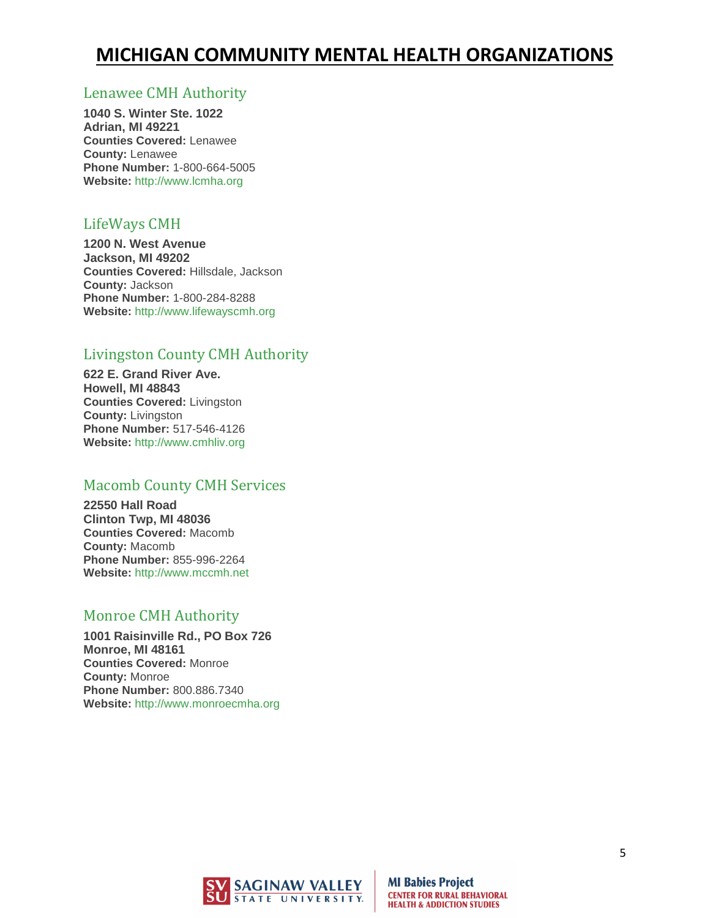# MICHIGAN COMMUNITY MENTAL HEALTH ORGANIZATIONS

## Lenawee CMH Authority

**1040 S. Winter Ste. 1022**
**Adrian, MI 49221**
**Counties Covered:** Lenawee
**County:** Lenawee
**Phone Number:** 1-800-664-5005
**Website:** http://www.lcmha.org

## LifeWays CMH

**1200 N. West Avenue**
**Jackson, MI 49202**
**Counties Covered:** Hillsdale, Jackson
**County:** Jackson
**Phone Number:** 1-800-284-8288
**Website:** http://www.lifewayscmh.org

## Livingston County CMH Authority

**622 E. Grand River Ave.**
**Howell, MI 48843**
**Counties Covered:** Livingston
**County:** Livingston
**Phone Number:** 517-546-4126
**Website:** http://www.cmhliv.org

## Macomb County CMH Services

**22550 Hall Road**
**Clinton Twp, MI 48036**
**Counties Covered:** Macomb
**County:** Macomb
**Phone Number:** 855-996-2264
**Website:** http://www.mccmh.net

## Monroe CMH Authority

**1001 Raisinville Rd., PO Box 726**
**Monroe, MI 48161**
**Counties Covered:** Monroe
**County:** Monroe
**Phone Number:** 800.886.7340
**Website:** http://www.monroecmha.org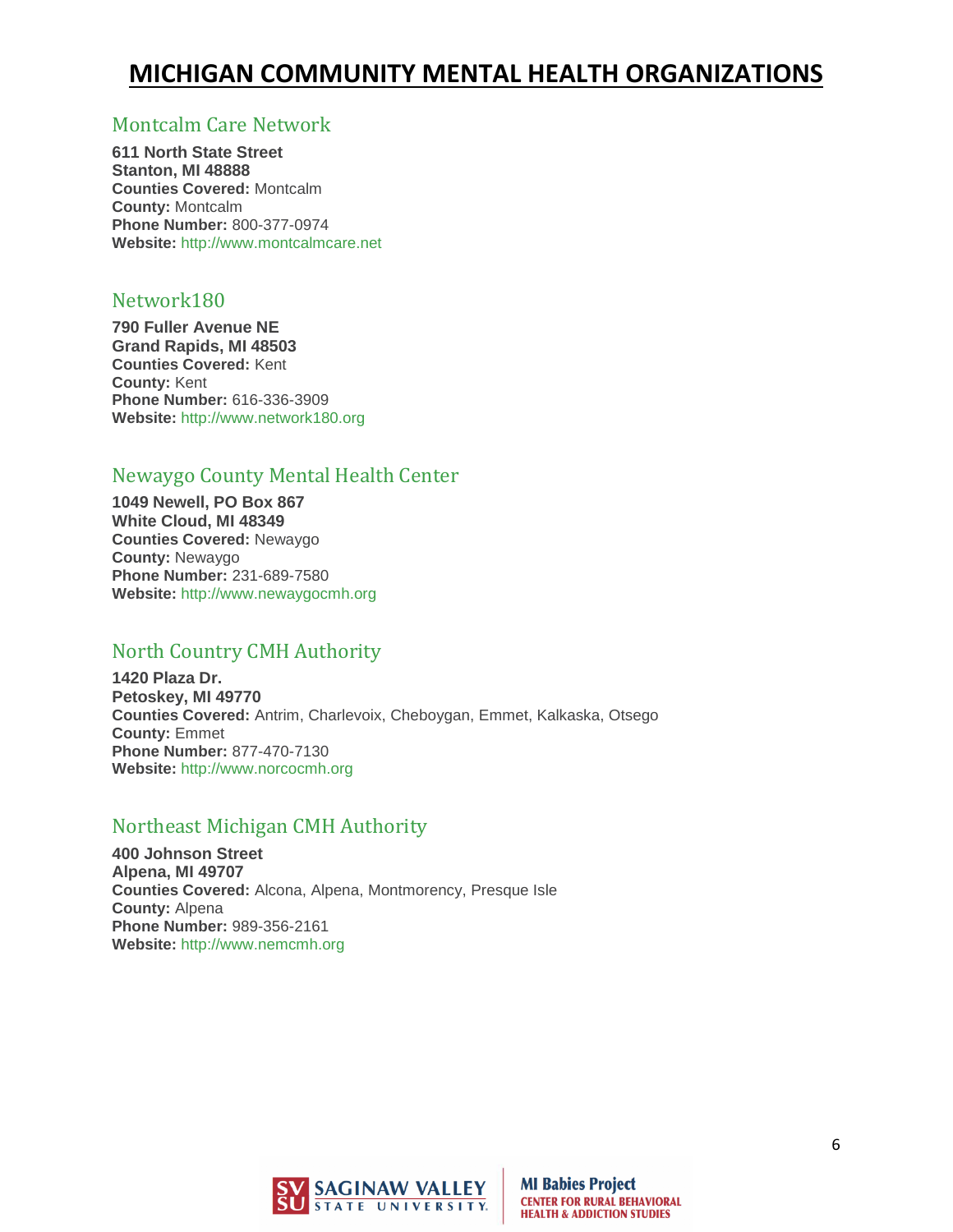# MICHIGAN COMMUNITY MENTAL HEALTH ORGANIZATIONS

## Montcalm Care Network

**611 North State Street**
**Stanton, MI 48888**
**Counties Covered:** Montcalm
**County:** Montcalm
**Phone Number:** 800-377-0974
**Website:** http://www.montcalmcare.net

## Network180

**790 Fuller Avenue NE**
**Grand Rapids, MI 48503**
**Counties Covered:** Kent
**County:** Kent
**Phone Number:** 616-336-3909
**Website:** http://www.network180.org

## Newaygo County Mental Health Center

**1049 Newell, PO Box 867**
**White Cloud, MI 48349**
**Counties Covered:** Newaygo
**County:** Newaygo
**Phone Number:** 231-689-7580
**Website:** http://www.newaygocmh.org

## North Country CMH Authority

**1420 Plaza Dr.**
**Petoskey, MI 49770**
**Counties Covered:** Antrim, Charlevoix, Cheboygan, Emmet, Kalkaska, Otsego
**County:** Emmet
**Phone Number:** 877-470-7130
**Website:** http://www.norcocmh.org

## Northeast Michigan CMH Authority

**400 Johnson Street**
**Alpena, MI 49707**
**Counties Covered:** Alcona, Alpena, Montmorency, Presque Isle
**County:** Alpena
**Phone Number:** 989-356-2161
**Website:** http://www.nemcmh.org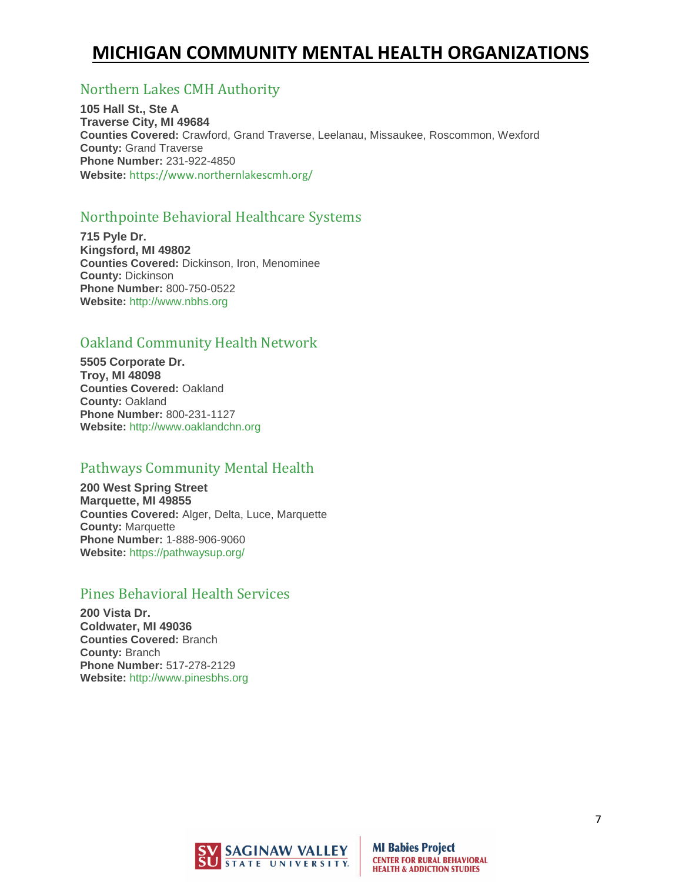# MICHIGAN COMMUNITY MENTAL HEALTH ORGANIZATIONS

## Northern Lakes CMH Authority

**105 Hall St., Ste A**
**Traverse City, MI 49684**
**Counties Covered:** Crawford, Grand Traverse, Leelanau, Missaukee, Roscommon, Wexford
**County:** Grand Traverse
**Phone Number:** 231-922-4850
**Website:** https://www.northernlakescmh.org/

## Northpointe Behavioral Healthcare Systems

**715 Pyle Dr.**
**Kingsford, MI 49802**
**Counties Covered:** Dickinson, Iron, Menominee
**County:** Dickinson
**Phone Number:** 800-750-0522
**Website:** http://www.nbhs.org

## Oakland Community Health Network

**5505 Corporate Dr.**
**Troy, MI 48098**
**Counties Covered:** Oakland
**County:** Oakland
**Phone Number:** 800-231-1127
**Website:** http://www.oaklandchn.org

## Pathways Community Mental Health

**200 West Spring Street**
**Marquette, MI 49855**
**Counties Covered:** Alger, Delta, Luce, Marquette
**County:** Marquette
**Phone Number:** 1-888-906-9060
**Website:** https://pathwaysup.org/

## Pines Behavioral Health Services

**200 Vista Dr.**
**Coldwater, MI 49036**
**Counties Covered:** Branch
**County:** Branch
**Phone Number:** 517-278-2129
**Website:** http://www.pinesbhs.org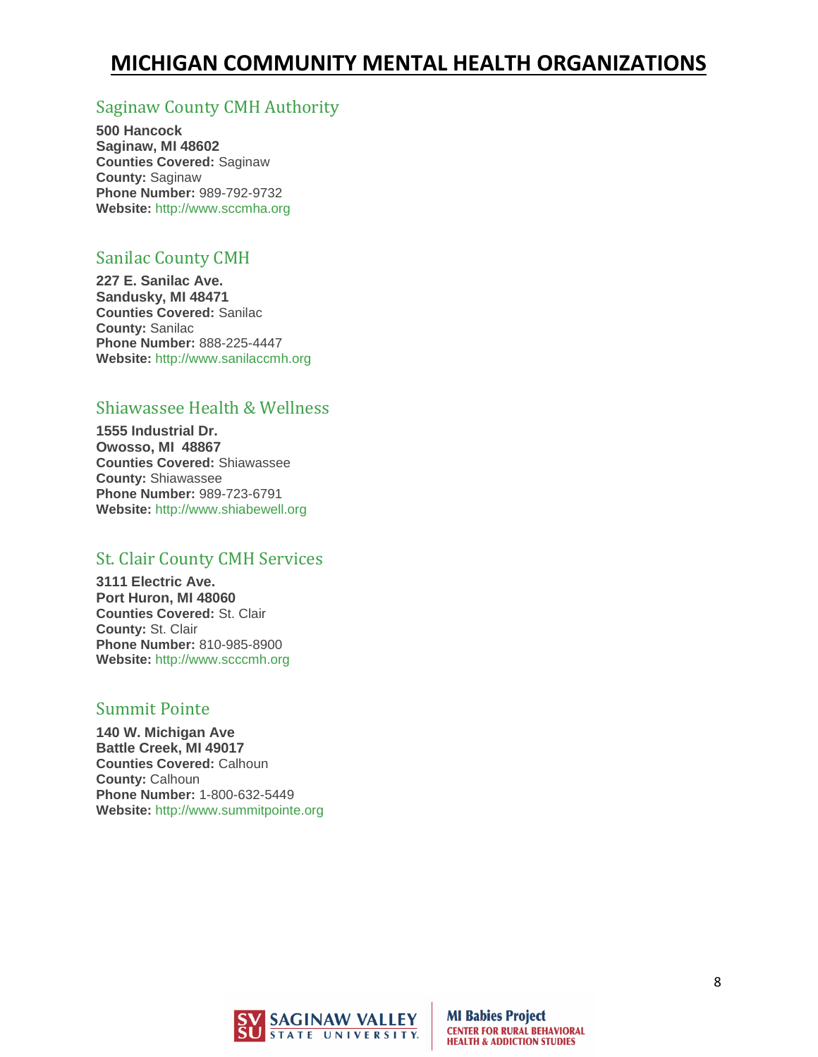# MICHIGAN COMMUNITY MENTAL HEALTH ORGANIZATIONS

## Saginaw County CMH Authority

**500 Hancock**
**Saginaw, MI 48602**
**Counties Covered:** Saginaw
**County:** Saginaw
**Phone Number:** 989-792-9732
**Website:** http://www.sccmha.org

## Sanilac County CMH

**227 E. Sanilac Ave.**
**Sandusky, MI 48471**
**Counties Covered:** Sanilac
**County:** Sanilac
**Phone Number:** 888-225-4447
**Website:** http://www.sanilaccmh.org

## Shiawassee Health & Wellness

**1555 Industrial Dr.**
**Owosso, MI 48867**
**Counties Covered:** Shiawassee
**County:** Shiawassee
**Phone Number:** 989-723-6791
**Website:** http://www.shiabewell.org

## St. Clair County CMH Services

**3111 Electric Ave.**
**Port Huron, MI 48060**
**Counties Covered:** St. Clair
**County:** St. Clair
**Phone Number:** 810-985-8900
**Website:** http://www.scccmh.org

## Summit Pointe

**140 W. Michigan Ave**
**Battle Creek, MI 49017**
**Counties Covered:** Calhoun
**County:** Calhoun
**Phone Number:** 1-800-632-5449
**Website:** http://www.summitpointe.org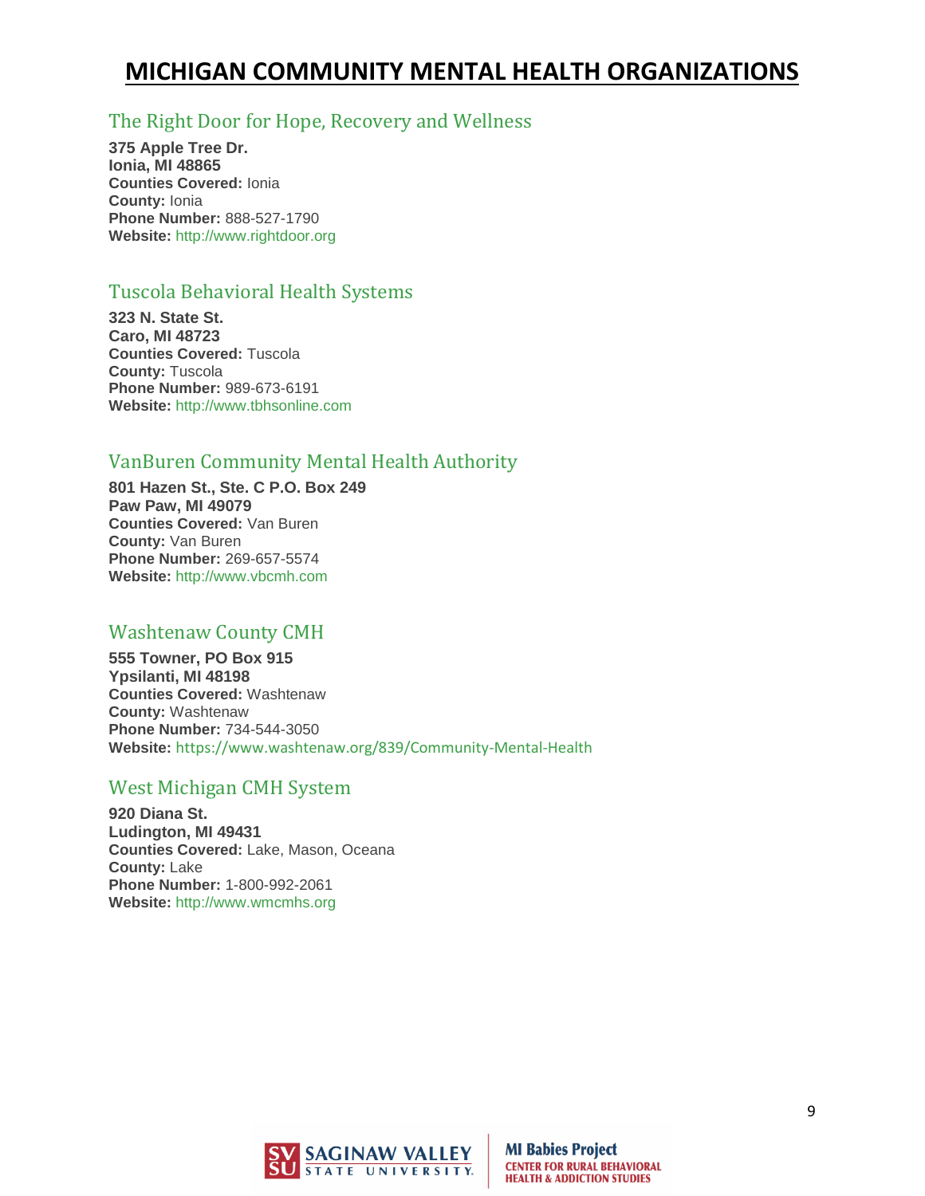# MICHIGAN COMMUNITY MENTAL HEALTH ORGANIZATIONS

## The Right Door for Hope, Recovery and Wellness

**375 Apple Tree Dr.**
**Ionia, MI 48865**
**Counties Covered:** Ionia
**County:** Ionia
**Phone Number:** 888-527-1790
**Website:** http://www.rightdoor.org

## Tuscola Behavioral Health Systems

**323 N. State St.**
**Caro, MI 48723**
**Counties Covered:** Tuscola
**County:** Tuscola
**Phone Number:** 989-673-6191
**Website:** http://www.tbhsonline.com

## VanBuren Community Mental Health Authority

**801 Hazen St., Ste. C P.O. Box 249**
**Paw Paw, MI 49079**
**Counties Covered:** Van Buren
**County:** Van Buren
**Phone Number:** 269-657-5574
**Website:** http://www.vbcmh.com

## Washtenaw County CMH

**555 Towner, PO Box 915**
**Ypsilanti, MI 48198**
**Counties Covered:** Washtenaw
**County:** Washtenaw
**Phone Number:** 734-544-3050
**Website:** https://www.washtenaw.org/839/Community-Mental-Health

## West Michigan CMH System

**920 Diana St.**
**Ludington, MI 49431**
**Counties Covered:** Lake, Mason, Oceana
**County:** Lake
**Phone Number:** 1-800-992-2061
**Website:** http://www.wmcmhs.org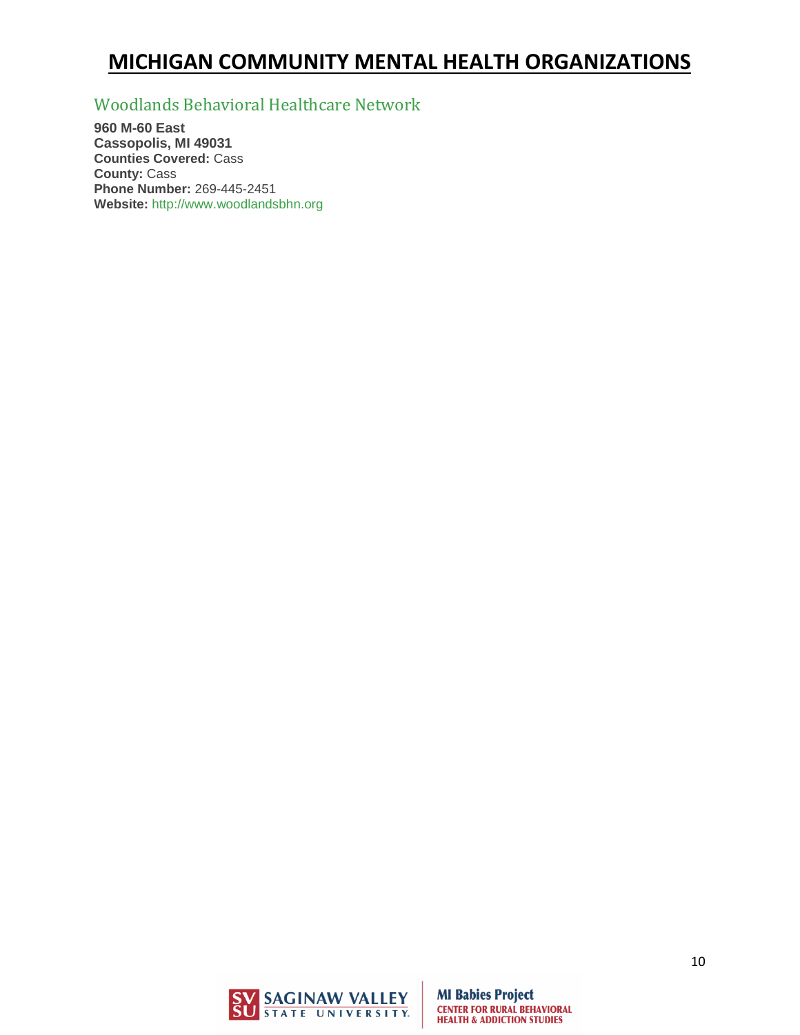# MICHIGAN COMMUNITY MENTAL HEALTH ORGANIZATIONS

## Woodlands Behavioral Healthcare Network

**960 M-60 East**
**Cassopolis, MI 49031**
**Counties Covered:** Cass
**County:** Cass
**Phone Number:** 269-445-2451
**Website:** http://www.woodlandsbhn.org